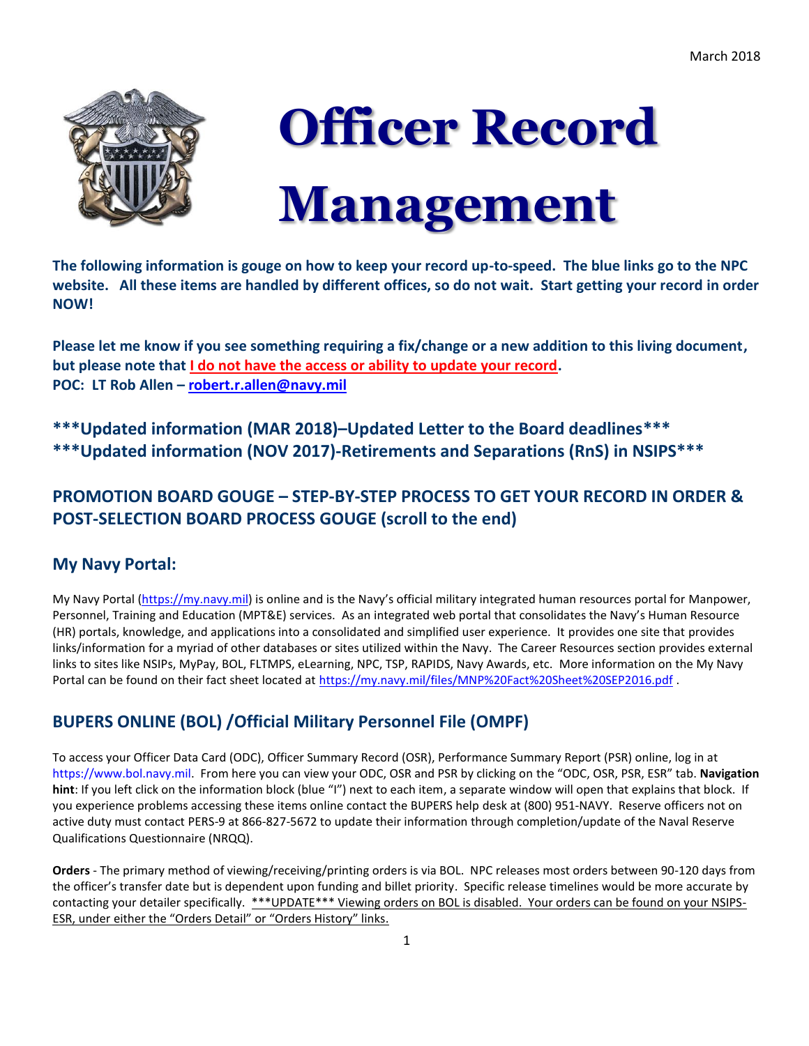March 2018

# Officer Record Management

**The following information is gouge on how to keep your record up-to-speed. The blue links go to the NPC website. All these items are handled by different offices, so do not wait. Start getting your record in order NOW!**

**Please let me know if you see something requiring a fix/change or a new addition to this living document, but please note that I do not have the access or ability to update your record.**
**POC: LT Rob Allen – robert.r.allen@navy.mil**

**\*\*\*Updated information (MAR 2018)–Updated Letter to the Board deadlines\*\*\***
**\*\*\*Updated information (NOV 2017)-Retirements and Separations (RnS) in NSIPS\*\*\***

## PROMOTION BOARD GOUGE – STEP-BY-STEP PROCESS TO GET YOUR RECORD IN ORDER & POST-SELECTION BOARD PROCESS GOUGE (scroll to the end)

## My Navy Portal:

My Navy Portal (https://my.navy.mil) is online and is the Navy's official military integrated human resources portal for Manpower, Personnel, Training and Education (MPT&E) services. As an integrated web portal that consolidates the Navy's Human Resource (HR) portals, knowledge, and applications into a consolidated and simplified user experience. It provides one site that provides links/information for a myriad of other databases or sites utilized within the Navy. The Career Resources section provides external links to sites like NSIPs, MyPay, BOL, FLTMPS, eLearning, NPC, TSP, RAPIDS, Navy Awards, etc. More information on the My Navy Portal can be found on their fact sheet located at https://my.navy.mil/files/MNP%20Fact%20Sheet%20SEP2016.pdf .

## BUPERS ONLINE (BOL) /Official Military Personnel File (OMPF)

To access your Officer Data Card (ODC), Officer Summary Record (OSR), Performance Summary Report (PSR) online, log in at https://www.bol.navy.mil. From here you can view your ODC, OSR and PSR by clicking on the "ODC, OSR, PSR, ESR" tab. **Navigation hint**: If you left click on the information block (blue "I") next to each item, a separate window will open that explains that block. If you experience problems accessing these items online contact the BUPERS help desk at (800) 951-NAVY. Reserve officers not on active duty must contact PERS-9 at 866-827-5672 to update their information through completion/update of the Naval Reserve Qualifications Questionnaire (NRQQ).

**Orders** - The primary method of viewing/receiving/printing orders is via BOL. NPC releases most orders between 90-120 days from the officer's transfer date but is dependent upon funding and billet priority. Specific release timelines would be more accurate by contacting your detailer specifically. \*\*\*UPDATE\*\*\* Viewing orders on BOL is disabled. Your orders can be found on your NSIPS-ESR, under either the "Orders Detail" or "Orders History" links.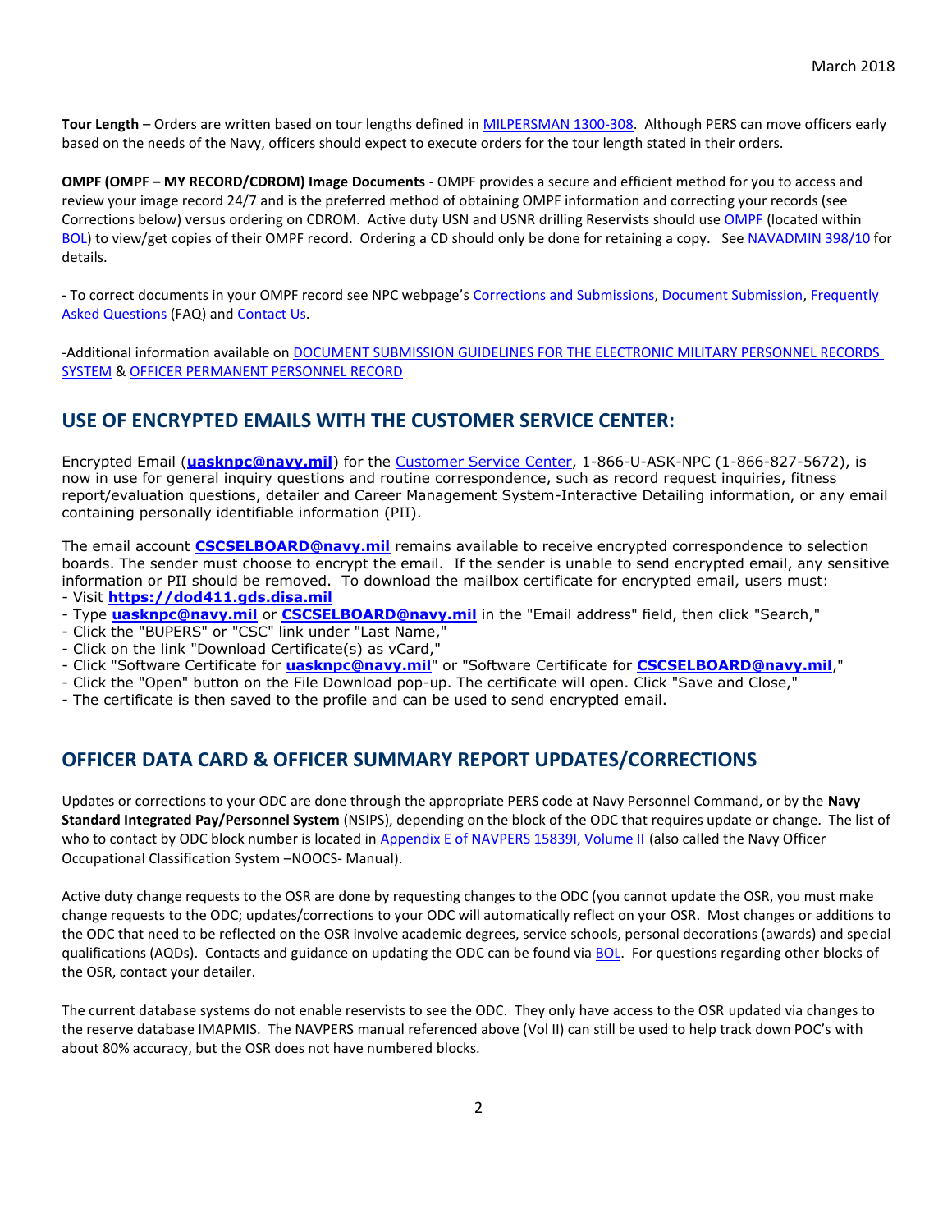**Tour Length** – Orders are written based on tour lengths defined in MILPERSMAN 1300-308. Although PERS can move officers early based on the needs of the Navy, officers should expect to execute orders for the tour length stated in their orders.

**OMPF (OMPF – MY RECORD/CDROM) Image Documents** - OMPF provides a secure and efficient method for you to access and review your image record 24/7 and is the preferred method of obtaining OMPF information and correcting your records (see Corrections below) versus ordering on CDROM. Active duty USN and USNR drilling Reservists should use OMPF (located within BOL) to view/get copies of their OMPF record. Ordering a CD should only be done for retaining a copy. See NAVADMIN 398/10 for details.

- To correct documents in your OMPF record see NPC webpage's Corrections and Submissions, Document Submission, Frequently Asked Questions (FAQ) and Contact Us.

-Additional information available on DOCUMENT SUBMISSION GUIDELINES FOR THE ELECTRONIC MILITARY PERSONNEL RECORDS SYSTEM & OFFICER PERMANENT PERSONNEL RECORD

## USE OF ENCRYPTED EMAILS WITH THE CUSTOMER SERVICE CENTER:

Encrypted Email (**uasknpc@navy.mil**) for the Customer Service Center, 1-866-U-ASK-NPC (1-866-827-5672), is now in use for general inquiry questions and routine correspondence, such as record request inquiries, fitness report/evaluation questions, detailer and Career Management System-Interactive Detailing information, or any email containing personally identifiable information (PII).

The email account **CSCSELBOARD@navy.mil** remains available to receive encrypted correspondence to selection boards. The sender must choose to encrypt the email. If the sender is unable to send encrypted email, any sensitive information or PII should be removed. To download the mailbox certificate for encrypted email, users must:
- Visit **https://dod411.gds.disa.mil**
- Type **uasknpc@navy.mil** or **CSCSELBOARD@navy.mil** in the "Email address" field, then click "Search,"
- Click the "BUPERS" or "CSC" link under "Last Name,"
- Click on the link "Download Certificate(s) as vCard,"
- Click "Software Certificate for **uasknpc@navy.mil**" or "Software Certificate for **CSCSELBOARD@navy.mil**,"
- Click the "Open" button on the File Download pop-up. The certificate will open. Click "Save and Close,"
- The certificate is then saved to the profile and can be used to send encrypted email.

## OFFICER DATA CARD & OFFICER SUMMARY REPORT UPDATES/CORRECTIONS

Updates or corrections to your ODC are done through the appropriate PERS code at Navy Personnel Command, or by the **Navy Standard Integrated Pay/Personnel System** (NSIPS), depending on the block of the ODC that requires update or change. The list of who to contact by ODC block number is located in Appendix E of NAVPERS 15839I, Volume II (also called the Navy Officer Occupational Classification System –NOOCS- Manual).

Active duty change requests to the OSR are done by requesting changes to the ODC (you cannot update the OSR, you must make change requests to the ODC; updates/corrections to your ODC will automatically reflect on your OSR. Most changes or additions to the ODC that need to be reflected on the OSR involve academic degrees, service schools, personal decorations (awards) and special qualifications (AQDs). Contacts and guidance on updating the ODC can be found via BOL. For questions regarding other blocks of the OSR, contact your detailer.

The current database systems do not enable reservists to see the ODC. They only have access to the OSR updated via changes to the reserve database IMAPMIS. The NAVPERS manual referenced above (Vol II) can still be used to help track down POC's with about 80% accuracy, but the OSR does not have numbered blocks.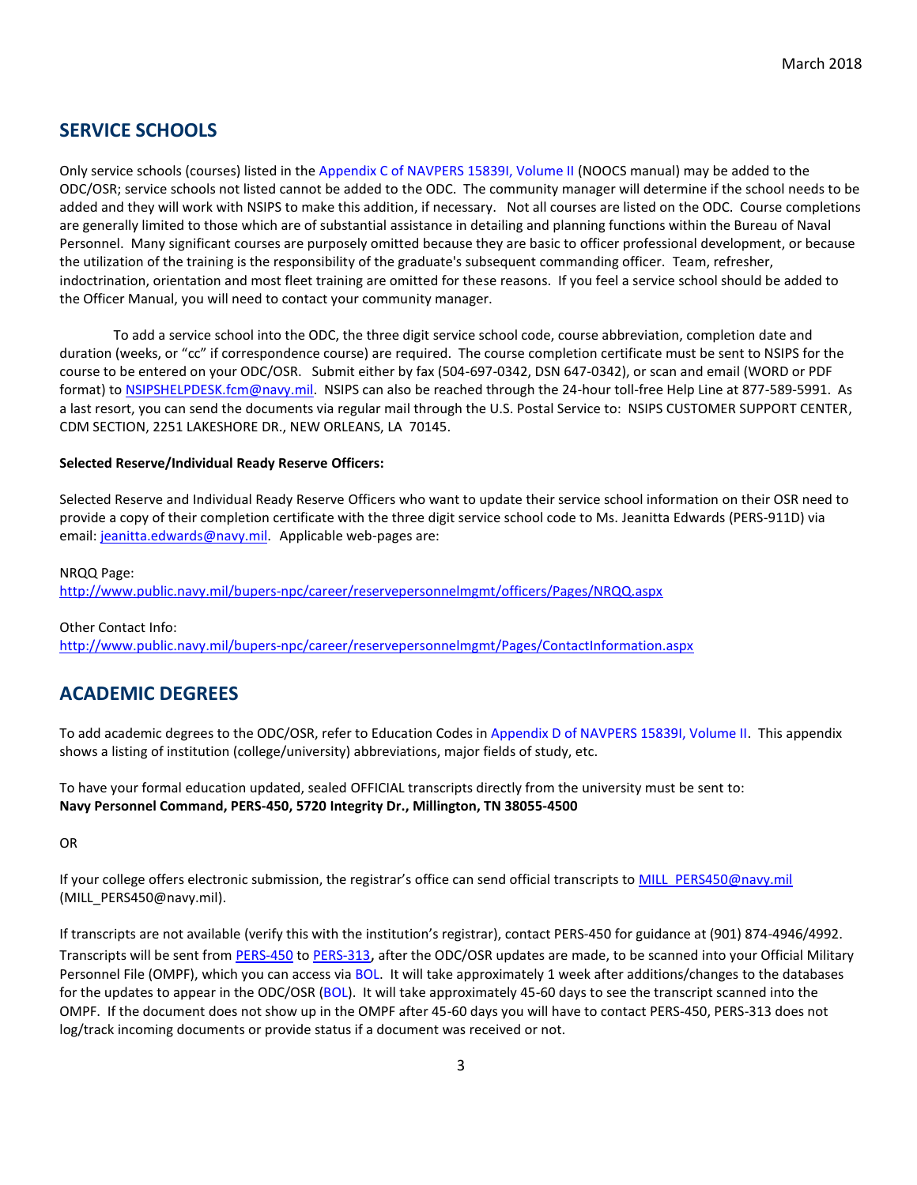## SERVICE SCHOOLS

Only service schools (courses) listed in the Appendix C of NAVPERS 15839I, Volume II (NOOCS manual) may be added to the ODC/OSR; service schools not listed cannot be added to the ODC. The community manager will determine if the school needs to be added and they will work with NSIPS to make this addition, if necessary. Not all courses are listed on the ODC. Course completions are generally limited to those which are of substantial assistance in detailing and planning functions within the Bureau of Naval Personnel. Many significant courses are purposely omitted because they are basic to officer professional development, or because the utilization of the training is the responsibility of the graduate's subsequent commanding officer. Team, refresher, indoctrination, orientation and most fleet training are omitted for these reasons. If you feel a service school should be added to the Officer Manual, you will need to contact your community manager.

To add a service school into the ODC, the three digit service school code, course abbreviation, completion date and duration (weeks, or "cc" if correspondence course) are required. The course completion certificate must be sent to NSIPS for the course to be entered on your ODC/OSR. Submit either by fax (504-697-0342, DSN 647-0342), or scan and email (WORD or PDF format) to NSIPSHELPDESK.fcm@navy.mil. NSIPS can also be reached through the 24-hour toll-free Help Line at 877-589-5991. As a last resort, you can send the documents via regular mail through the U.S. Postal Service to: NSIPS CUSTOMER SUPPORT CENTER, CDM SECTION, 2251 LAKESHORE DR., NEW ORLEANS, LA 70145.

**Selected Reserve/Individual Ready Reserve Officers:**

Selected Reserve and Individual Ready Reserve Officers who want to update their service school information on their OSR need to provide a copy of their completion certificate with the three digit service school code to Ms. Jeanitta Edwards (PERS-911D) via email: jeanitta.edwards@navy.mil. Applicable web-pages are:

NRQQ Page:
http://www.public.navy.mil/bupers-npc/career/reservepersonnelmgmt/officers/Pages/NRQQ.aspx

Other Contact Info:
http://www.public.navy.mil/bupers-npc/career/reservepersonnelmgmt/Pages/ContactInformation.aspx

## ACADEMIC DEGREES

To add academic degrees to the ODC/OSR, refer to Education Codes in Appendix D of NAVPERS 15839I, Volume II. This appendix shows a listing of institution (college/university) abbreviations, major fields of study, etc.

To have your formal education updated, sealed OFFICIAL transcripts directly from the university must be sent to:
**Navy Personnel Command, PERS-450, 5720 Integrity Dr., Millington, TN 38055-4500**

OR

If your college offers electronic submission, the registrar's office can send official transcripts to MILL_PERS450@navy.mil (MILL_PERS450@navy.mil).

If transcripts are not available (verify this with the institution's registrar), contact PERS-450 for guidance at (901) 874-4946/4992. Transcripts will be sent from PERS-450 to PERS-313, after the ODC/OSR updates are made, to be scanned into your Official Military Personnel File (OMPF), which you can access via BOL. It will take approximately 1 week after additions/changes to the databases for the updates to appear in the ODC/OSR (BOL). It will take approximately 45-60 days to see the transcript scanned into the OMPF. If the document does not show up in the OMPF after 45-60 days you will have to contact PERS-450, PERS-313 does not log/track incoming documents or provide status if a document was received or not.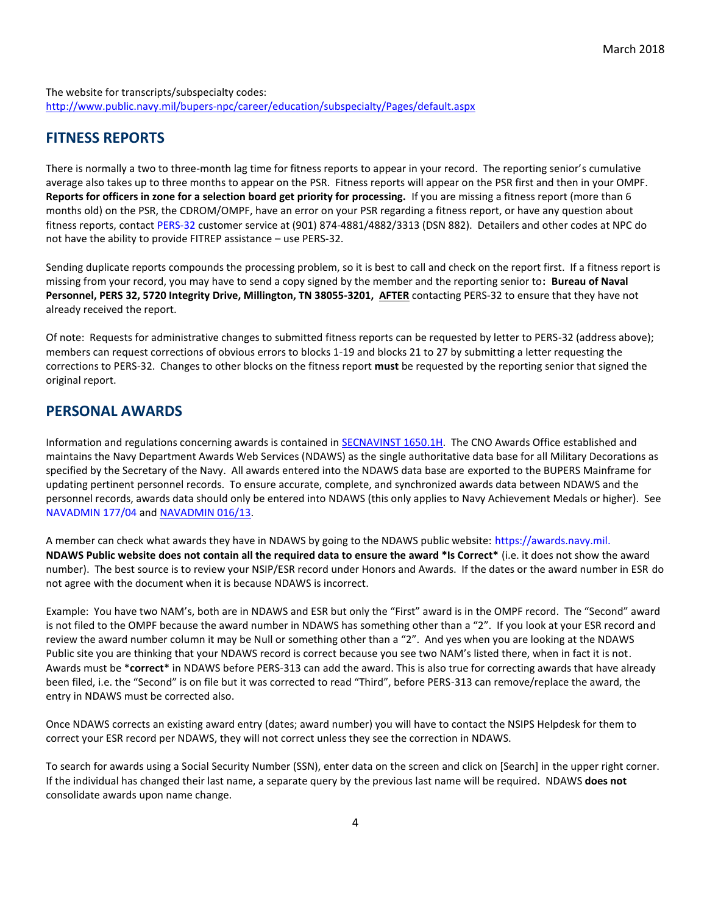The website for transcripts/subspecialty codes:
http://www.public.navy.mil/bupers-npc/career/education/subspecialty/Pages/default.aspx

## FITNESS REPORTS

There is normally a two to three-month lag time for fitness reports to appear in your record. The reporting senior's cumulative average also takes up to three months to appear on the PSR. Fitness reports will appear on the PSR first and then in your OMPF. **Reports for officers in zone for a selection board get priority for processing.** If you are missing a fitness report (more than 6 months old) on the PSR, the CDROM/OMPF, have an error on your PSR regarding a fitness report, or have any question about fitness reports, contact PERS-32 customer service at (901) 874-4881/4882/3313 (DSN 882). Detailers and other codes at NPC do not have the ability to provide FITREP assistance – use PERS-32.

Sending duplicate reports compounds the processing problem, so it is best to call and check on the report first. If a fitness report is missing from your record, you may have to send a copy signed by the member and the reporting senior to**: Bureau of Naval Personnel, PERS 32, 5720 Integrity Drive, Millington, TN 38055-3201, AFTER** contacting PERS-32 to ensure that they have not already received the report.

Of note: Requests for administrative changes to submitted fitness reports can be requested by letter to PERS-32 (address above); members can request corrections of obvious errors to blocks 1-19 and blocks 21 to 27 by submitting a letter requesting the corrections to PERS-32. Changes to other blocks on the fitness report **must** be requested by the reporting senior that signed the original report.

## PERSONAL AWARDS

Information and regulations concerning awards is contained in SECNAVINST 1650.1H. The CNO Awards Office established and maintains the Navy Department Awards Web Services (NDAWS) as the single authoritative data base for all Military Decorations as specified by the Secretary of the Navy. All awards entered into the NDAWS data base are exported to the BUPERS Mainframe for updating pertinent personnel records. To ensure accurate, complete, and synchronized awards data between NDAWS and the personnel records, awards data should only be entered into NDAWS (this only applies to Navy Achievement Medals or higher). See NAVADMIN 177/04 and NAVADMIN 016/13.

A member can check what awards they have in NDAWS by going to the NDAWS public website: https://awards.navy.mil. **NDAWS Public website does not contain all the required data to ensure the award *Is Correct*** (i.e. it does not show the award number). The best source is to review your NSIP/ESR record under Honors and Awards. If the dates or the award number in ESR do not agree with the document when it is because NDAWS is incorrect.

Example: You have two NAM's, both are in NDAWS and ESR but only the "First" award is in the OMPF record. The "Second" award is not filed to the OMPF because the award number in NDAWS has something other than a "2". If you look at your ESR record and review the award number column it may be Null or something other than a "2". And yes when you are looking at the NDAWS Public site you are thinking that your NDAWS record is correct because you see two NAM's listed there, when in fact it is not. Awards must be ***correct*** in NDAWS before PERS-313 can add the award. This is also true for correcting awards that have already been filed, i.e. the "Second" is on file but it was corrected to read "Third", before PERS-313 can remove/replace the award, the entry in NDAWS must be corrected also.

Once NDAWS corrects an existing award entry (dates; award number) you will have to contact the NSIPS Helpdesk for them to correct your ESR record per NDAWS, they will not correct unless they see the correction in NDAWS.

To search for awards using a Social Security Number (SSN), enter data on the screen and click on [Search] in the upper right corner. If the individual has changed their last name, a separate query by the previous last name will be required. NDAWS **does not** consolidate awards upon name change.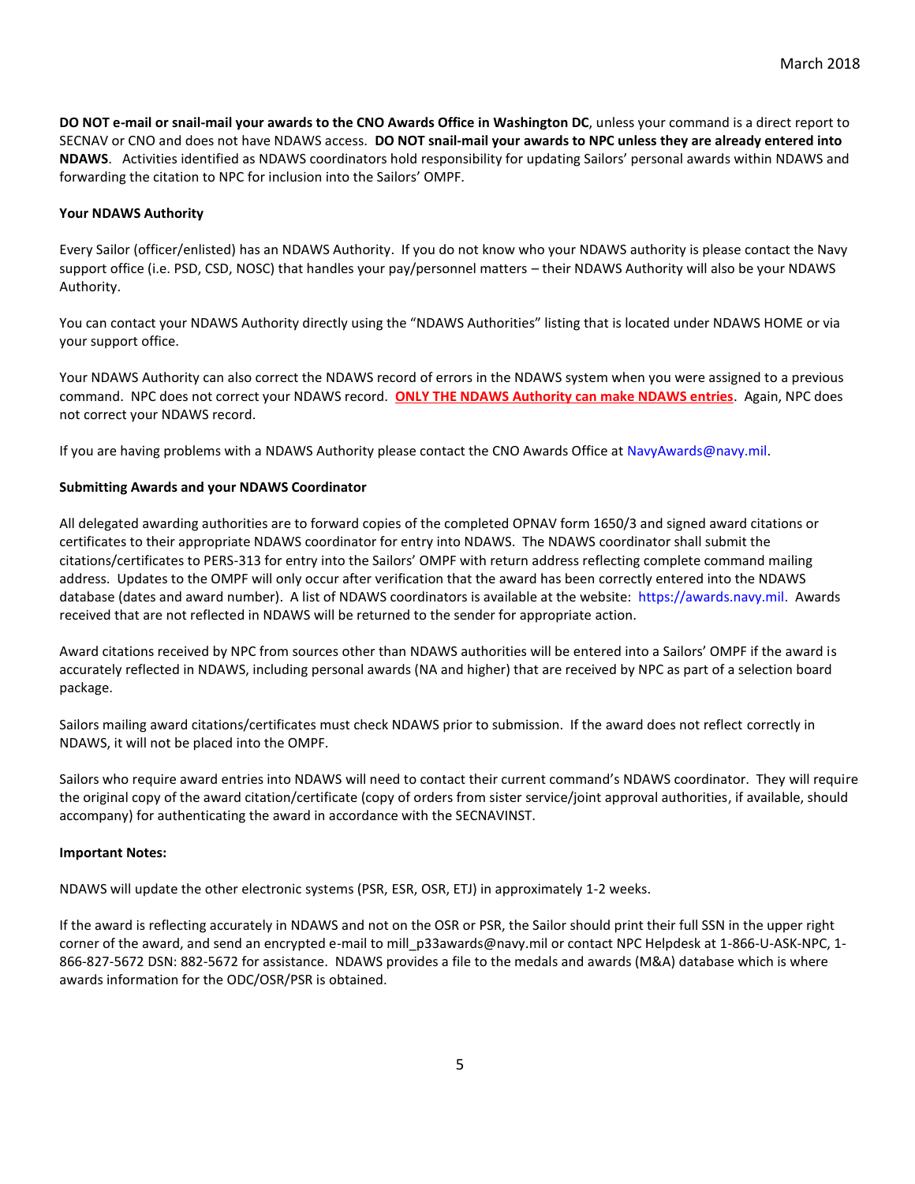**DO NOT e-mail or snail-mail your awards to the CNO Awards Office in Washington DC**, unless your command is a direct report to SECNAV or CNO and does not have NDAWS access. **DO NOT snail-mail your awards to NPC unless they are already entered into NDAWS**. Activities identified as NDAWS coordinators hold responsibility for updating Sailors' personal awards within NDAWS and forwarding the citation to NPC for inclusion into the Sailors' OMPF.

**Your NDAWS Authority**

Every Sailor (officer/enlisted) has an NDAWS Authority. If you do not know who your NDAWS authority is please contact the Navy support office (i.e. PSD, CSD, NOSC) that handles your pay/personnel matters – their NDAWS Authority will also be your NDAWS Authority.

You can contact your NDAWS Authority directly using the "NDAWS Authorities" listing that is located under NDAWS HOME or via your support office.

Your NDAWS Authority can also correct the NDAWS record of errors in the NDAWS system when you were assigned to a previous command. NPC does not correct your NDAWS record. **ONLY THE NDAWS Authority can make NDAWS entries**. Again, NPC does not correct your NDAWS record.

If you are having problems with a NDAWS Authority please contact the CNO Awards Office at NavyAwards@navy.mil.

**Submitting Awards and your NDAWS Coordinator**

All delegated awarding authorities are to forward copies of the completed OPNAV form 1650/3 and signed award citations or certificates to their appropriate NDAWS coordinator for entry into NDAWS. The NDAWS coordinator shall submit the citations/certificates to PERS-313 for entry into the Sailors' OMPF with return address reflecting complete command mailing address. Updates to the OMPF will only occur after verification that the award has been correctly entered into the NDAWS database (dates and award number). A list of NDAWS coordinators is available at the website: https://awards.navy.mil. Awards received that are not reflected in NDAWS will be returned to the sender for appropriate action.

Award citations received by NPC from sources other than NDAWS authorities will be entered into a Sailors' OMPF if the award is accurately reflected in NDAWS, including personal awards (NA and higher) that are received by NPC as part of a selection board package.

Sailors mailing award citations/certificates must check NDAWS prior to submission. If the award does not reflect correctly in NDAWS, it will not be placed into the OMPF.

Sailors who require award entries into NDAWS will need to contact their current command's NDAWS coordinator. They will require the original copy of the award citation/certificate (copy of orders from sister service/joint approval authorities, if available, should accompany) for authenticating the award in accordance with the SECNAVINST.

**Important Notes:**

NDAWS will update the other electronic systems (PSR, ESR, OSR, ETJ) in approximately 1-2 weeks.

If the award is reflecting accurately in NDAWS and not on the OSR or PSR, the Sailor should print their full SSN in the upper right corner of the award, and send an encrypted e-mail to mill_p33awards@navy.mil or contact NPC Helpdesk at 1-866-U-ASK-NPC, 1-866-827-5672 DSN: 882-5672 for assistance. NDAWS provides a file to the medals and awards (M&A) database which is where awards information for the ODC/OSR/PSR is obtained.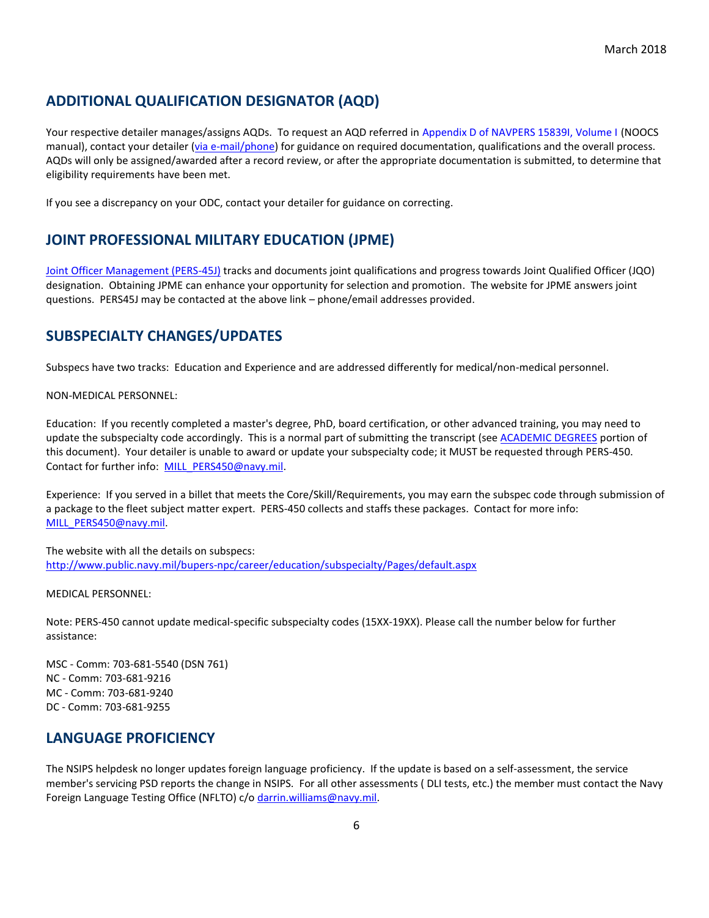## ADDITIONAL QUALIFICATION DESIGNATOR (AQD)

Your respective detailer manages/assigns AQDs. To request an AQD referred in Appendix D of NAVPERS 15839I, Volume I (NOOCS manual), contact your detailer (via e-mail/phone) for guidance on required documentation, qualifications and the overall process. AQDs will only be assigned/awarded after a record review, or after the appropriate documentation is submitted, to determine that eligibility requirements have been met.

If you see a discrepancy on your ODC, contact your detailer for guidance on correcting.

## JOINT PROFESSIONAL MILITARY EDUCATION (JPME)

Joint Officer Management (PERS-45J) tracks and documents joint qualifications and progress towards Joint Qualified Officer (JQO) designation. Obtaining JPME can enhance your opportunity for selection and promotion. The website for JPME answers joint questions. PERS45J may be contacted at the above link – phone/email addresses provided.

## SUBSPECIALTY CHANGES/UPDATES

Subspecs have two tracks: Education and Experience and are addressed differently for medical/non-medical personnel.

NON-MEDICAL PERSONNEL:

Education: If you recently completed a master's degree, PhD, board certification, or other advanced training, you may need to update the subspecialty code accordingly. This is a normal part of submitting the transcript (see ACADEMIC DEGREES portion of this document). Your detailer is unable to award or update your subspecialty code; it MUST be requested through PERS-450. Contact for further info: MILL_PERS450@navy.mil.

Experience: If you served in a billet that meets the Core/Skill/Requirements, you may earn the subspec code through submission of a package to the fleet subject matter expert. PERS-450 collects and staffs these packages. Contact for more info: MILL_PERS450@navy.mil.

The website with all the details on subspecs:
http://www.public.navy.mil/bupers-npc/career/education/subspecialty/Pages/default.aspx

MEDICAL PERSONNEL:

Note: PERS-450 cannot update medical-specific subspecialty codes (15XX-19XX). Please call the number below for further assistance:

MSC - Comm: 703-681-5540 (DSN 761)
NC - Comm: 703-681-9216
MC - Comm: 703-681-9240
DC - Comm: 703-681-9255

## LANGUAGE PROFICIENCY

The NSIPS helpdesk no longer updates foreign language proficiency. If the update is based on a self-assessment, the service member's servicing PSD reports the change in NSIPS. For all other assessments ( DLI tests, etc.) the member must contact the Navy Foreign Language Testing Office (NFLTO) c/o darrin.williams@navy.mil.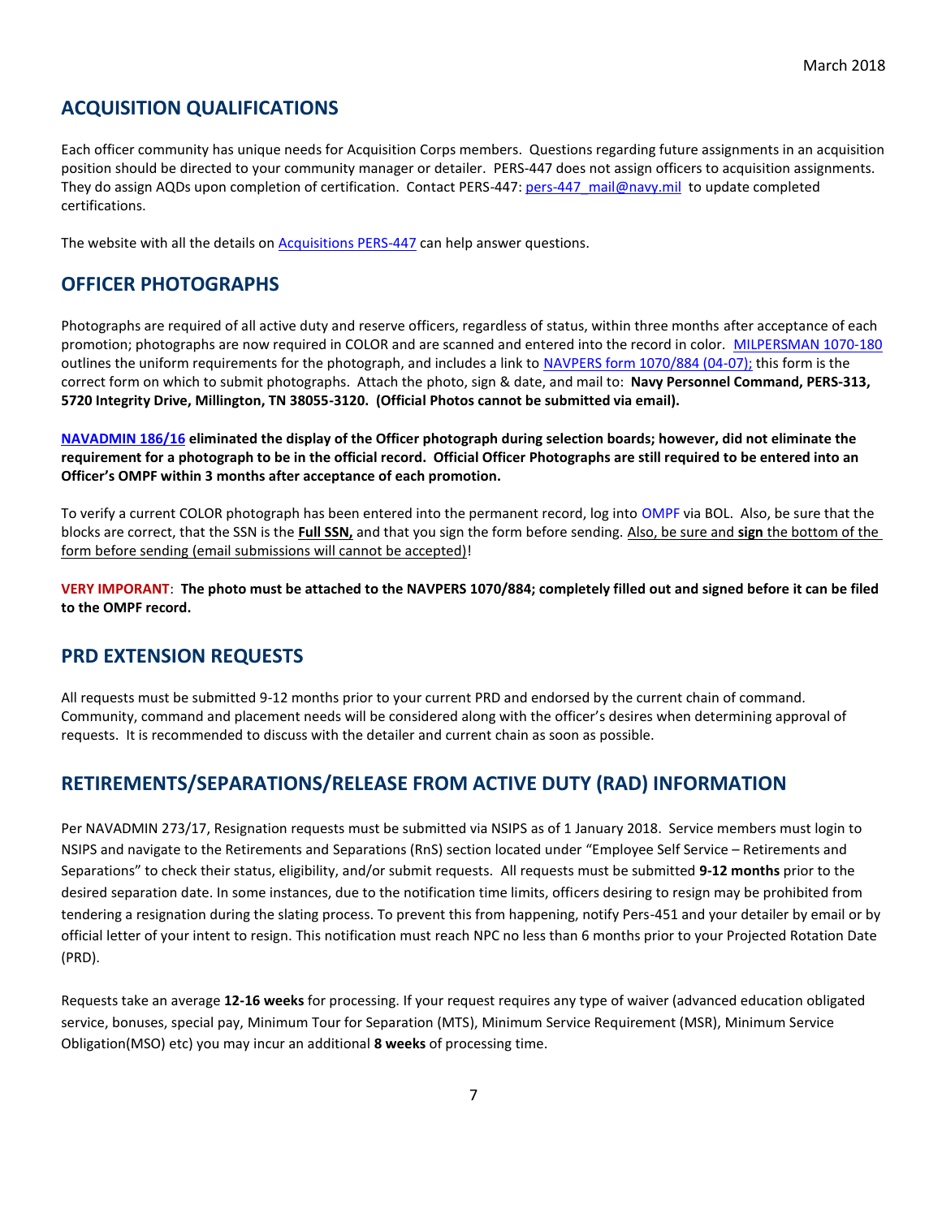## ACQUISITION QUALIFICATIONS

Each officer community has unique needs for Acquisition Corps members. Questions regarding future assignments in an acquisition position should be directed to your community manager or detailer. PERS-447 does not assign officers to acquisition assignments. They do assign AQDs upon completion of certification. Contact PERS-447: pers-447_mail@navy.mil to update completed certifications.

The website with all the details on Acquisitions PERS-447 can help answer questions.

## OFFICER PHOTOGRAPHS

Photographs are required of all active duty and reserve officers, regardless of status, within three months after acceptance of each promotion; photographs are now required in COLOR and are scanned and entered into the record in color. MILPERSMAN 1070-180 outlines the uniform requirements for the photograph, and includes a link to NAVPERS form 1070/884 (04-07); this form is the correct form on which to submit photographs. Attach the photo, sign & date, and mail to: **Navy Personnel Command, PERS-313, 5720 Integrity Drive, Millington, TN 38055-3120. (Official Photos cannot be submitted via email).**

**NAVADMIN 186/16 eliminated the display of the Officer photograph during selection boards; however, did not eliminate the requirement for a photograph to be in the official record. Official Officer Photographs are still required to be entered into an Officer's OMPF within 3 months after acceptance of each promotion.**

To verify a current COLOR photograph has been entered into the permanent record, log into OMPF via BOL. Also, be sure that the blocks are correct, that the SSN is the **Full SSN,** and that you sign the form before sending. Also, be sure and **sign** the bottom of the form before sending (email submissions will cannot be accepted)!

**VERY IMPORANT**: **The photo must be attached to the NAVPERS 1070/884; completely filled out and signed before it can be filed to the OMPF record.**

## PRD EXTENSION REQUESTS

All requests must be submitted 9-12 months prior to your current PRD and endorsed by the current chain of command. Community, command and placement needs will be considered along with the officer's desires when determining approval of requests. It is recommended to discuss with the detailer and current chain as soon as possible.

## RETIREMENTS/SEPARATIONS/RELEASE FROM ACTIVE DUTY (RAD) INFORMATION

Per NAVADMIN 273/17, Resignation requests must be submitted via NSIPS as of 1 January 2018. Service members must login to NSIPS and navigate to the Retirements and Separations (RnS) section located under "Employee Self Service – Retirements and Separations" to check their status, eligibility, and/or submit requests. All requests must be submitted **9-12 months** prior to the desired separation date. In some instances, due to the notification time limits, officers desiring to resign may be prohibited from tendering a resignation during the slating process. To prevent this from happening, notify Pers-451 and your detailer by email or by official letter of your intent to resign. This notification must reach NPC no less than 6 months prior to your Projected Rotation Date (PRD).

Requests take an average **12-16 weeks** for processing. If your request requires any type of waiver (advanced education obligated service, bonuses, special pay, Minimum Tour for Separation (MTS), Minimum Service Requirement (MSR), Minimum Service Obligation(MSO) etc) you may incur an additional **8 weeks** of processing time.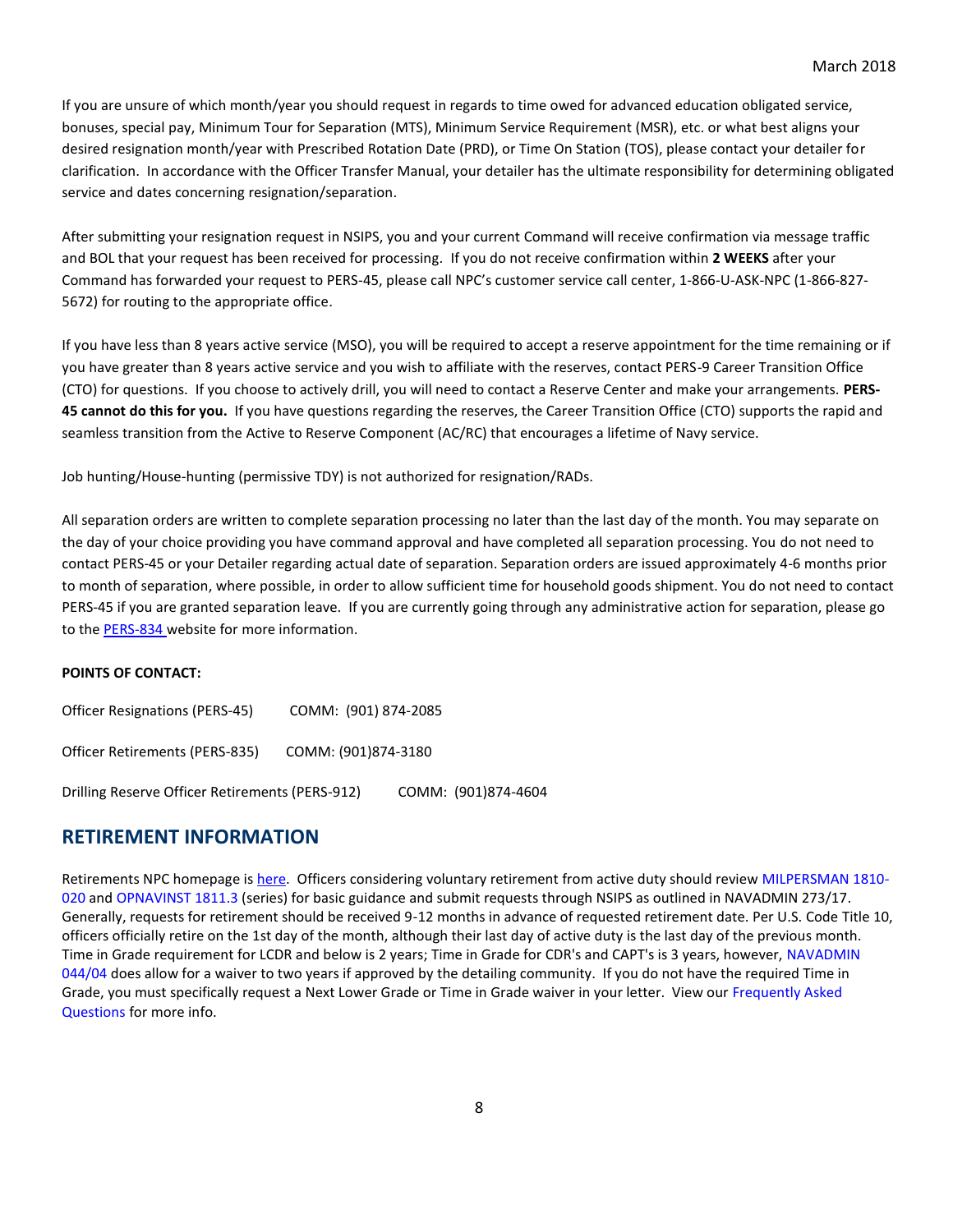If you are unsure of which month/year you should request in regards to time owed for advanced education obligated service, bonuses, special pay, Minimum Tour for Separation (MTS), Minimum Service Requirement (MSR), etc. or what best aligns your desired resignation month/year with Prescribed Rotation Date (PRD), or Time On Station (TOS), please contact your detailer for clarification. In accordance with the Officer Transfer Manual, your detailer has the ultimate responsibility for determining obligated service and dates concerning resignation/separation.

After submitting your resignation request in NSIPS, you and your current Command will receive confirmation via message traffic and BOL that your request has been received for processing. If you do not receive confirmation within **2 WEEKS** after your Command has forwarded your request to PERS-45, please call NPC's customer service call center, 1-866-U-ASK-NPC (1-866-827-5672) for routing to the appropriate office.

If you have less than 8 years active service (MSO), you will be required to accept a reserve appointment for the time remaining or if you have greater than 8 years active service and you wish to affiliate with the reserves, contact PERS-9 Career Transition Office (CTO) for questions. If you choose to actively drill, you will need to contact a Reserve Center and make your arrangements. **PERS-45 cannot do this for you.** If you have questions regarding the reserves, the Career Transition Office (CTO) supports the rapid and seamless transition from the Active to Reserve Component (AC/RC) that encourages a lifetime of Navy service.

Job hunting/House-hunting (permissive TDY) is not authorized for resignation/RADs.

All separation orders are written to complete separation processing no later than the last day of the month. You may separate on the day of your choice providing you have command approval and have completed all separation processing. You do not need to contact PERS-45 or your Detailer regarding actual date of separation. Separation orders are issued approximately 4-6 months prior to month of separation, where possible, in order to allow sufficient time for household goods shipment. You do not need to contact PERS-45 if you are granted separation leave. If you are currently going through any administrative action for separation, please go to the PERS-834 website for more information.

**POINTS OF CONTACT:**

Officer Resignations (PERS-45) COMM: (901) 874-2085

Officer Retirements (PERS-835) COMM: (901)874-3180

Drilling Reserve Officer Retirements (PERS-912) COMM: (901)874-4604

## RETIREMENT INFORMATION

Retirements NPC homepage is here. Officers considering voluntary retirement from active duty should review MILPERSMAN 1810-020 and OPNAVINST 1811.3 (series) for basic guidance and submit requests through NSIPS as outlined in NAVADMIN 273/17. Generally, requests for retirement should be received 9-12 months in advance of requested retirement date. Per U.S. Code Title 10, officers officially retire on the 1st day of the month, although their last day of active duty is the last day of the previous month. Time in Grade requirement for LCDR and below is 2 years; Time in Grade for CDR's and CAPT's is 3 years, however, NAVADMIN 044/04 does allow for a waiver to two years if approved by the detailing community. If you do not have the required Time in Grade, you must specifically request a Next Lower Grade or Time in Grade waiver in your letter. View our Frequently Asked Questions for more info.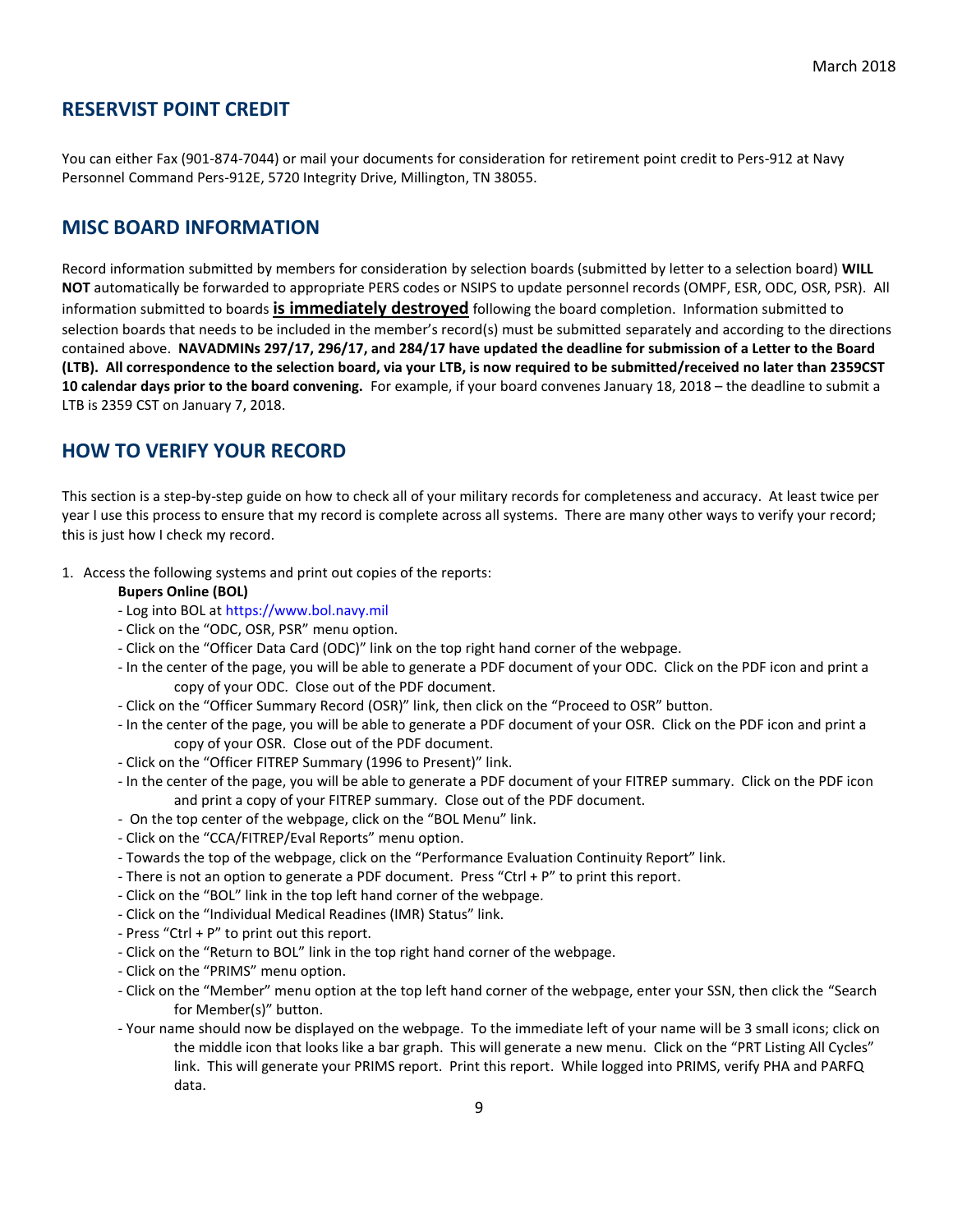## RESERVIST POINT CREDIT

You can either Fax (901-874-7044) or mail your documents for consideration for retirement point credit to Pers-912 at Navy Personnel Command Pers-912E, 5720 Integrity Drive, Millington, TN 38055.

## MISC BOARD INFORMATION

Record information submitted by members for consideration by selection boards (submitted by letter to a selection board) **WILL NOT** automatically be forwarded to appropriate PERS codes or NSIPS to update personnel records (OMPF, ESR, ODC, OSR, PSR). All information submitted to boards **is immediately destroyed** following the board completion. Information submitted to selection boards that needs to be included in the member's record(s) must be submitted separately and according to the directions contained above. **NAVADMINs 297/17, 296/17, and 284/17 have updated the deadline for submission of a Letter to the Board (LTB). All correspondence to the selection board, via your LTB, is now required to be submitted/received no later than 2359CST 10 calendar days prior to the board convening.** For example, if your board convenes January 18, 2018 – the deadline to submit a LTB is 2359 CST on January 7, 2018.

## HOW TO VERIFY YOUR RECORD

This section is a step-by-step guide on how to check all of your military records for completeness and accuracy. At least twice per year I use this process to ensure that my record is complete across all systems. There are many other ways to verify your record; this is just how I check my record.

1. Access the following systems and print out copies of the reports:

   **Bupers Online (BOL)**

   - Log into BOL at https://www.bol.navy.mil
   - Click on the "ODC, OSR, PSR" menu option.
   - Click on the "Officer Data Card (ODC)" link on the top right hand corner of the webpage.
   - In the center of the page, you will be able to generate a PDF document of your ODC. Click on the PDF icon and print a copy of your ODC. Close out of the PDF document.
   - Click on the "Officer Summary Record (OSR)" link, then click on the "Proceed to OSR" button.
   - In the center of the page, you will be able to generate a PDF document of your OSR. Click on the PDF icon and print a copy of your OSR. Close out of the PDF document.
   - Click on the "Officer FITREP Summary (1996 to Present)" link.
   - In the center of the page, you will be able to generate a PDF document of your FITREP summary. Click on the PDF icon and print a copy of your FITREP summary. Close out of the PDF document.
   - On the top center of the webpage, click on the "BOL Menu" link.
   - Click on the "CCA/FITREP/Eval Reports" menu option.
   - Towards the top of the webpage, click on the "Performance Evaluation Continuity Report" link.
   - There is not an option to generate a PDF document. Press "Ctrl + P" to print this report.
   - Click on the "BOL" link in the top left hand corner of the webpage.
   - Click on the "Individual Medical Readines (IMR) Status" link.
   - Press "Ctrl + P" to print out this report.
   - Click on the "Return to BOL" link in the top right hand corner of the webpage.
   - Click on the "PRIMS" menu option.
   - Click on the "Member" menu option at the top left hand corner of the webpage, enter your SSN, then click the "Search for Member(s)" button.
   - Your name should now be displayed on the webpage. To the immediate left of your name will be 3 small icons; click on the middle icon that looks like a bar graph. This will generate a new menu. Click on the "PRT Listing All Cycles" link. This will generate your PRIMS report. Print this report. While logged into PRIMS, verify PHA and PARFQ data.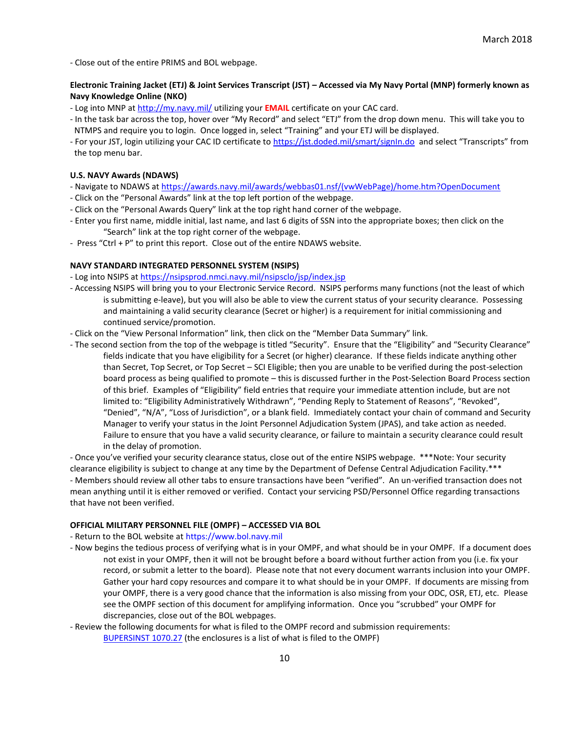- Close out of the entire PRIMS and BOL webpage.

**Electronic Training Jacket (ETJ) & Joint Services Transcript (JST) – Accessed via My Navy Portal (MNP) formerly known as Navy Knowledge Online (NKO)**

- Log into MNP at http://my.navy.mil/ utilizing your **EMAIL** certificate on your CAC card.
- In the task bar across the top, hover over "My Record" and select "ETJ" from the drop down menu. This will take you to NTMPS and require you to login. Once logged in, select "Training" and your ETJ will be displayed.
- For your JST, login utilizing your CAC ID certificate to https://jst.doded.mil/smart/signIn.do and select "Transcripts" from the top menu bar.

**U.S. NAVY Awards (NDAWS)**

- Navigate to NDAWS at https://awards.navy.mil/awards/webbas01.nsf/(vwWebPage)/home.htm?OpenDocument
- Click on the "Personal Awards" link at the top left portion of the webpage.
- Click on the "Personal Awards Query" link at the top right hand corner of the webpage.
- Enter you first name, middle initial, last name, and last 6 digits of SSN into the appropriate boxes; then click on the "Search" link at the top right corner of the webpage.
- Press "Ctrl + P" to print this report. Close out of the entire NDAWS website.

**NAVY STANDARD INTEGRATED PERSONNEL SYSTEM (NSIPS)**

- Log into NSIPS at https://nsipsprod.nmci.navy.mil/nsipsclo/jsp/index.jsp
- Accessing NSIPS will bring you to your Electronic Service Record. NSIPS performs many functions (not the least of which is submitting e-leave), but you will also be able to view the current status of your security clearance. Possessing and maintaining a valid security clearance (Secret or higher) is a requirement for initial commissioning and continued service/promotion.
- Click on the "View Personal Information" link, then click on the "Member Data Summary" link.
- The second section from the top of the webpage is titled "Security". Ensure that the "Eligibility" and "Security Clearance" fields indicate that you have eligibility for a Secret (or higher) clearance. If these fields indicate anything other than Secret, Top Secret, or Top Secret – SCI Eligible; then you are unable to be verified during the post-selection board process as being qualified to promote – this is discussed further in the Post-Selection Board Process section of this brief. Examples of "Eligibility" field entries that require your immediate attention include, but are not limited to: "Eligibility Administratively Withdrawn", "Pending Reply to Statement of Reasons", "Revoked", "Denied", "N/A", "Loss of Jurisdiction", or a blank field. Immediately contact your chain of command and Security Manager to verify your status in the Joint Personnel Adjudication System (JPAS), and take action as needed. Failure to ensure that you have a valid security clearance, or failure to maintain a security clearance could result in the delay of promotion.
- Once you've verified your security clearance status, close out of the entire NSIPS webpage. ***Note: Your security clearance eligibility is subject to change at any time by the Department of Defense Central Adjudication Facility.***
- Members should review all other tabs to ensure transactions have been "verified". An un-verified transaction does not mean anything until it is either removed or verified. Contact your servicing PSD/Personnel Office regarding transactions that have not been verified.

**OFFICIAL MILITARY PERSONNEL FILE (OMPF) – ACCESSED VIA BOL**

- Return to the BOL website at https://www.bol.navy.mil
- Now begins the tedious process of verifying what is in your OMPF, and what should be in your OMPF. If a document does not exist in your OMPF, then it will not be brought before a board without further action from you (i.e. fix your record, or submit a letter to the board). Please note that not every document warrants inclusion into your OMPF. Gather your hard copy resources and compare it to what should be in your OMPF. If documents are missing from your OMPF, there is a very good chance that the information is also missing from your ODC, OSR, ETJ, etc. Please see the OMPF section of this document for amplifying information. Once you "scrubbed" your OMPF for discrepancies, close out of the BOL webpages.
- Review the following documents for what is filed to the OMPF record and submission requirements:
  BUPERSINST 1070.27 (the enclosures is a list of what is filed to the OMPF)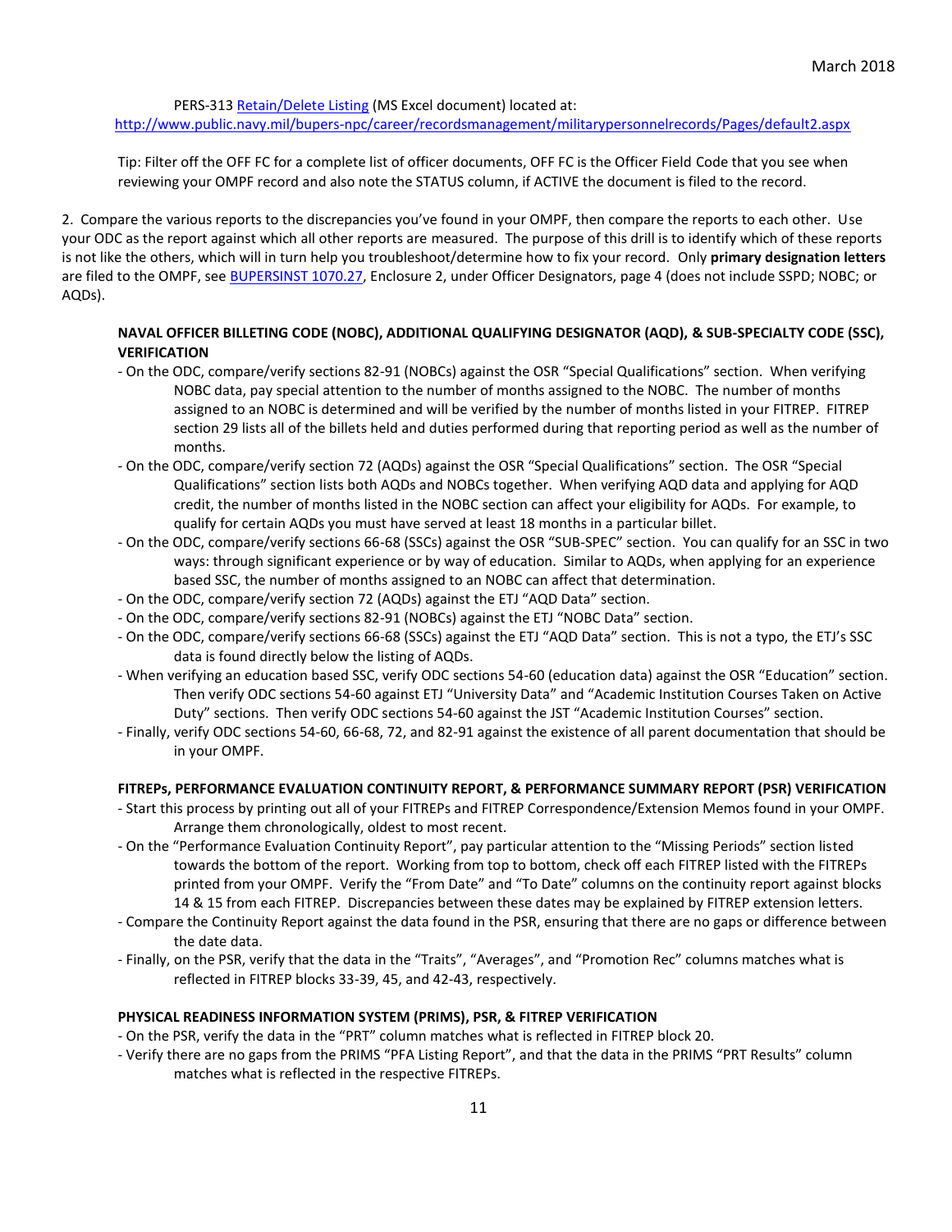PERS-313 [Retain/Delete Listing](http://www.public.navy.mil/bupers-npc/career/recordsmanagement/militarypersonnelrecords/Pages/default2.aspx) (MS Excel document) located at:
http://www.public.navy.mil/bupers-npc/career/recordsmanagement/militarypersonnelrecords/Pages/default2.aspx

Tip: Filter off the OFF FC for a complete list of officer documents, OFF FC is the Officer Field Code that you see when reviewing your OMPF record and also note the STATUS column, if ACTIVE the document is filed to the record.

2. Compare the various reports to the discrepancies you've found in your OMPF, then compare the reports to each other. Use your ODC as the report against which all other reports are measured. The purpose of this drill is to identify which of these reports is not like the others, which will in turn help you troubleshoot/determine how to fix your record. Only **primary designation letters** are filed to the OMPF, see BUPERSINST 1070.27, Enclosure 2, under Officer Designators, page 4 (does not include SSPD; NOBC; or AQDs).

**NAVAL OFFICER BILLETING CODE (NOBC), ADDITIONAL QUALIFYING DESIGNATOR (AQD), & SUB-SPECIALTY CODE (SSC), VERIFICATION**

- On the ODC, compare/verify sections 82-91 (NOBCs) against the OSR "Special Qualifications" section. When verifying NOBC data, pay special attention to the number of months assigned to the NOBC. The number of months assigned to an NOBC is determined and will be verified by the number of months listed in your FITREP. FITREP section 29 lists all of the billets held and duties performed during that reporting period as well as the number of months.
- On the ODC, compare/verify section 72 (AQDs) against the OSR "Special Qualifications" section. The OSR "Special Qualifications" section lists both AQDs and NOBCs together. When verifying AQD data and applying for AQD credit, the number of months listed in the NOBC section can affect your eligibility for AQDs. For example, to qualify for certain AQDs you must have served at least 18 months in a particular billet.
- On the ODC, compare/verify sections 66-68 (SSCs) against the OSR "SUB-SPEC" section. You can qualify for an SSC in two ways: through significant experience or by way of education. Similar to AQDs, when applying for an experience based SSC, the number of months assigned to an NOBC can affect that determination.
- On the ODC, compare/verify section 72 (AQDs) against the ETJ "AQD Data" section.
- On the ODC, compare/verify sections 82-91 (NOBCs) against the ETJ "NOBC Data" section.
- On the ODC, compare/verify sections 66-68 (SSCs) against the ETJ "AQD Data" section. This is not a typo, the ETJ's SSC data is found directly below the listing of AQDs.
- When verifying an education based SSC, verify ODC sections 54-60 (education data) against the OSR "Education" section. Then verify ODC sections 54-60 against ETJ "University Data" and "Academic Institution Courses Taken on Active Duty" sections. Then verify ODC sections 54-60 against the JST "Academic Institution Courses" section.
- Finally, verify ODC sections 54-60, 66-68, 72, and 82-91 against the existence of all parent documentation that should be in your OMPF.

**FITREPs, PERFORMANCE EVALUATION CONTINUITY REPORT, & PERFORMANCE SUMMARY REPORT (PSR) VERIFICATION**

- Start this process by printing out all of your FITREPs and FITREP Correspondence/Extension Memos found in your OMPF. Arrange them chronologically, oldest to most recent.
- On the "Performance Evaluation Continuity Report", pay particular attention to the "Missing Periods" section listed towards the bottom of the report. Working from top to bottom, check off each FITREP listed with the FITREPs printed from your OMPF. Verify the "From Date" and "To Date" columns on the continuity report against blocks 14 & 15 from each FITREP. Discrepancies between these dates may be explained by FITREP extension letters.
- Compare the Continuity Report against the data found in the PSR, ensuring that there are no gaps or difference between the date data.
- Finally, on the PSR, verify that the data in the "Traits", "Averages", and "Promotion Rec" columns matches what is reflected in FITREP blocks 33-39, 45, and 42-43, respectively.

**PHYSICAL READINESS INFORMATION SYSTEM (PRIMS), PSR, & FITREP VERIFICATION**

- On the PSR, verify the data in the "PRT" column matches what is reflected in FITREP block 20.
- Verify there are no gaps from the PRIMS "PFA Listing Report", and that the data in the PRIMS "PRT Results" column matches what is reflected in the respective FITREPs.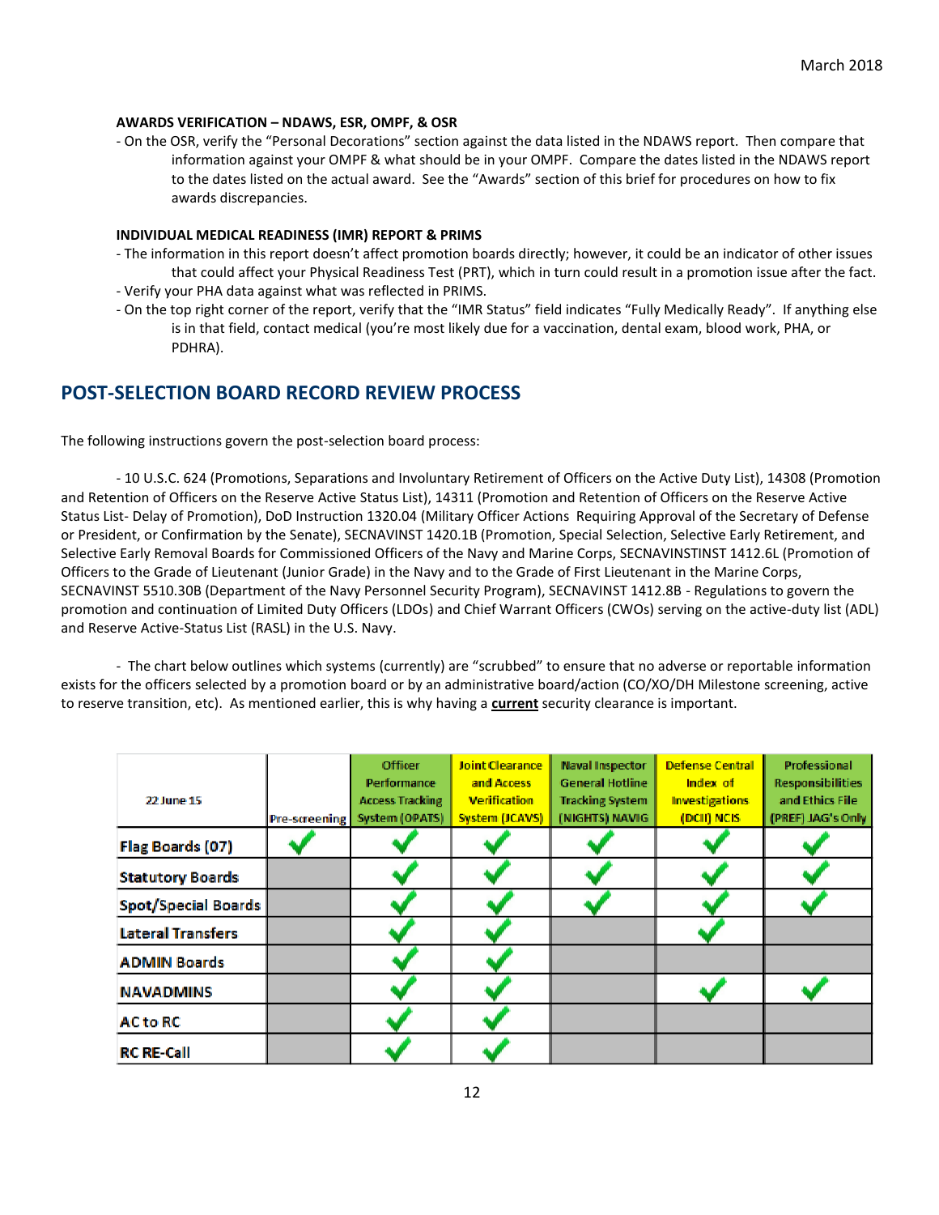**AWARDS VERIFICATION – NDAWS, ESR, OMPF, & OSR**

- On the OSR, verify the "Personal Decorations" section against the data listed in the NDAWS report. Then compare that information against your OMPF & what should be in your OMPF. Compare the dates listed in the NDAWS report to the dates listed on the actual award. See the "Awards" section of this brief for procedures on how to fix awards discrepancies.

**INDIVIDUAL MEDICAL READINESS (IMR) REPORT & PRIMS**

- The information in this report doesn't affect promotion boards directly; however, it could be an indicator of other issues that could affect your Physical Readiness Test (PRT), which in turn could result in a promotion issue after the fact.
- Verify your PHA data against what was reflected in PRIMS.
- On the top right corner of the report, verify that the "IMR Status" field indicates "Fully Medically Ready". If anything else is in that field, contact medical (you're most likely due for a vaccination, dental exam, blood work, PHA, or PDHRA).

## POST-SELECTION BOARD RECORD REVIEW PROCESS

The following instructions govern the post-selection board process:

- 10 U.S.C. 624 (Promotions, Separations and Involuntary Retirement of Officers on the Active Duty List), 14308 (Promotion and Retention of Officers on the Reserve Active Status List), 14311 (Promotion and Retention of Officers on the Reserve Active Status List- Delay of Promotion), DoD Instruction 1320.04 (Military Officer Actions Requiring Approval of the Secretary of Defense or President, or Confirmation by the Senate), SECNAVINST 1420.1B (Promotion, Special Selection, Selective Early Retirement, and Selective Early Removal Boards for Commissioned Officers of the Navy and Marine Corps, SECNAVINSTINST 1412.6L (Promotion of Officers to the Grade of Lieutenant (Junior Grade) in the Navy and to the Grade of First Lieutenant in the Marine Corps, SECNAVINST 5510.30B (Department of the Navy Personnel Security Program), SECNAVINST 1412.8B - Regulations to govern the promotion and continuation of Limited Duty Officers (LDOs) and Chief Warrant Officers (CWOs) serving on the active-duty list (ADL) and Reserve Active-Status List (RASL) in the U.S. Navy.

- The chart below outlines which systems (currently) are "scrubbed" to ensure that no adverse or reportable information exists for the officers selected by a promotion board or by an administrative board/action (CO/XO/DH Milestone screening, active to reserve transition, etc). As mentioned earlier, this is why having a **current** security clearance is important.

| 22 June 15 | Pre-screening | Officer Performance Access Tracking System (OPATS) | Joint Clearance and Access Verification System (JCAVS) | Naval Inspector General Hotline Tracking System (NIGHTS) NAVIG | Defense Central Index of Investigations (DCII) NCIS | Professional Responsibilities and Ethics File (PREF) JAG's Only |
|---|---|---|---|---|---|---|
| Flag Boards (07) | ✓ | ✓ | ✓ | ✓ | ✓ | ✓ |
| Statutory Boards | | ✓ | ✓ | ✓ | ✓ | ✓ |
| Spot/Special Boards | | ✓ | ✓ | ✓ | ✓ | ✓ |
| Lateral Transfers | | ✓ | ✓ | | ✓ | |
| ADMIN Boards | | ✓ | ✓ | | | |
| NAVADMINS | | ✓ | ✓ | | ✓ | ✓ |
| AC to RC | | ✓ | ✓ | | | |
| RC RE-Call | | ✓ | ✓ | | | |